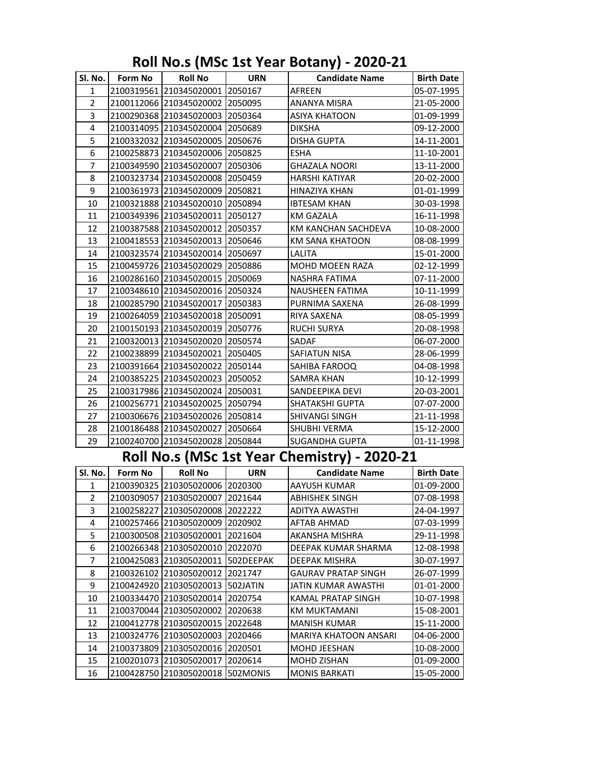# Roll No.s (MSc 1st Year Botany) - 2020-21

| Sl. No. | Form No | Roll No | URN | Candidate Name | Birth Date |
|---|---|---|---|---|---|
| 1 | 2100319561 | 210345020001 | 2050167 | AFREEN | 05-07-1995 |
| 2 | 2100112066 | 210345020002 | 2050095 | ANANYA MISRA | 21-05-2000 |
| 3 | 2100290368 | 210345020003 | 2050364 | ASIYA KHATOON | 01-09-1999 |
| 4 | 2100314095 | 210345020004 | 2050689 | DIKSHA | 09-12-2000 |
| 5 | 2100332032 | 210345020005 | 2050676 | DISHA GUPTA | 14-11-2001 |
| 6 | 2100258873 | 210345020006 | 2050825 | ESHA | 11-10-2001 |
| 7 | 2100349590 | 210345020007 | 2050306 | GHAZALA NOORI | 13-11-2000 |
| 8 | 2100323734 | 210345020008 | 2050459 | HARSHI KATIYAR | 20-02-2000 |
| 9 | 2100361973 | 210345020009 | 2050821 | HINAZIYA KHAN | 01-01-1999 |
| 10 | 2100321888 | 210345020010 | 2050894 | IBTESAM KHAN | 30-03-1998 |
| 11 | 2100349396 | 210345020011 | 2050127 | KM GAZALA | 16-11-1998 |
| 12 | 2100387588 | 210345020012 | 2050357 | KM KANCHAN SACHDEVA | 10-08-2000 |
| 13 | 2100418553 | 210345020013 | 2050646 | KM SANA KHATOON | 08-08-1999 |
| 14 | 2100323574 | 210345020014 | 2050697 | LALITA | 15-01-2000 |
| 15 | 2100459726 | 210345020029 | 2050886 | MOHD MOEEN RAZA | 02-12-1999 |
| 16 | 2100286160 | 210345020015 | 2050069 | NASHRA FATIMA | 07-11-2000 |
| 17 | 2100348610 | 210345020016 | 2050324 | NAUSHEEN FATIMA | 10-11-1999 |
| 18 | 2100285790 | 210345020017 | 2050383 | PURNIMA SAXENA | 26-08-1999 |
| 19 | 2100264059 | 210345020018 | 2050091 | RIYA SAXENA | 08-05-1999 |
| 20 | 2100150193 | 210345020019 | 2050776 | RUCHI SURYA | 20-08-1998 |
| 21 | 2100320013 | 210345020020 | 2050574 | SADAF | 06-07-2000 |
| 22 | 2100238899 | 210345020021 | 2050405 | SAFIATUN NISA | 28-06-1999 |
| 23 | 2100391664 | 210345020022 | 2050144 | SAHIBA FAROOQ | 04-08-1998 |
| 24 | 2100385225 | 210345020023 | 2050052 | SAMRA KHAN | 10-12-1999 |
| 25 | 2100317986 | 210345020024 | 2050031 | SANDEEPIKA DEVI | 20-03-2001 |
| 26 | 2100256771 | 210345020025 | 2050794 | SHATAKSHI GUPTA | 07-07-2000 |
| 27 | 2100306676 | 210345020026 | 2050814 | SHIVANGI SINGH | 21-11-1998 |
| 28 | 2100186488 | 210345020027 | 2050664 | SHUBHI VERMA | 15-12-2000 |
| 29 | 2100240700 | 210345020028 | 2050844 | SUGANDHA GUPTA | 01-11-1998 |

# Roll No.s (MSc 1st Year Chemistry) - 2020-21

| Sl. No. | Form No | Roll No | URN | Candidate Name | Birth Date |
|---|---|---|---|---|---|
| 1 | 2100390325 | 210305020006 | 2020300 | AAYUSH KUMAR | 01-09-2000 |
| 2 | 2100309057 | 210305020007 | 2021644 | ABHISHEK SINGH | 07-08-1998 |
| 3 | 2100258227 | 210305020008 | 2022222 | ADITYA AWASTHI | 24-04-1997 |
| 4 | 2100257466 | 210305020009 | 2020902 | AFTAB AHMAD | 07-03-1999 |
| 5 | 2100300508 | 210305020001 | 2021604 | AKANSHA MISHRA | 29-11-1998 |
| 6 | 2100266348 | 210305020010 | 2022070 | DEEPAK KUMAR SHARMA | 12-08-1998 |
| 7 | 2100425083 | 210305020011 | 502DEEPAK | DEEPAK MISHRA | 30-07-1997 |
| 8 | 2100326102 | 210305020012 | 2021747 | GAURAV PRATAP SINGH | 26-07-1999 |
| 9 | 2100424920 | 210305020013 | 502JATIN | JATIN KUMAR AWASTHI | 01-01-2000 |
| 10 | 2100334470 | 210305020014 | 2020754 | KAMAL PRATAP SINGH | 10-07-1998 |
| 11 | 2100370044 | 210305020002 | 2020638 | KM MUKTAMANI | 15-08-2001 |
| 12 | 2100412778 | 210305020015 | 2022648 | MANISH KUMAR | 15-11-2000 |
| 13 | 2100324776 | 210305020003 | 2020466 | MARIYA KHATOON ANSARI | 04-06-2000 |
| 14 | 2100373809 | 210305020016 | 2020501 | MOHD JEESHAN | 10-08-2000 |
| 15 | 2100201073 | 210305020017 | 2020614 | MOHD ZISHAN | 01-09-2000 |
| 16 | 2100428750 | 210305020018 | 502MONIS | MONIS BARKATI | 15-05-2000 |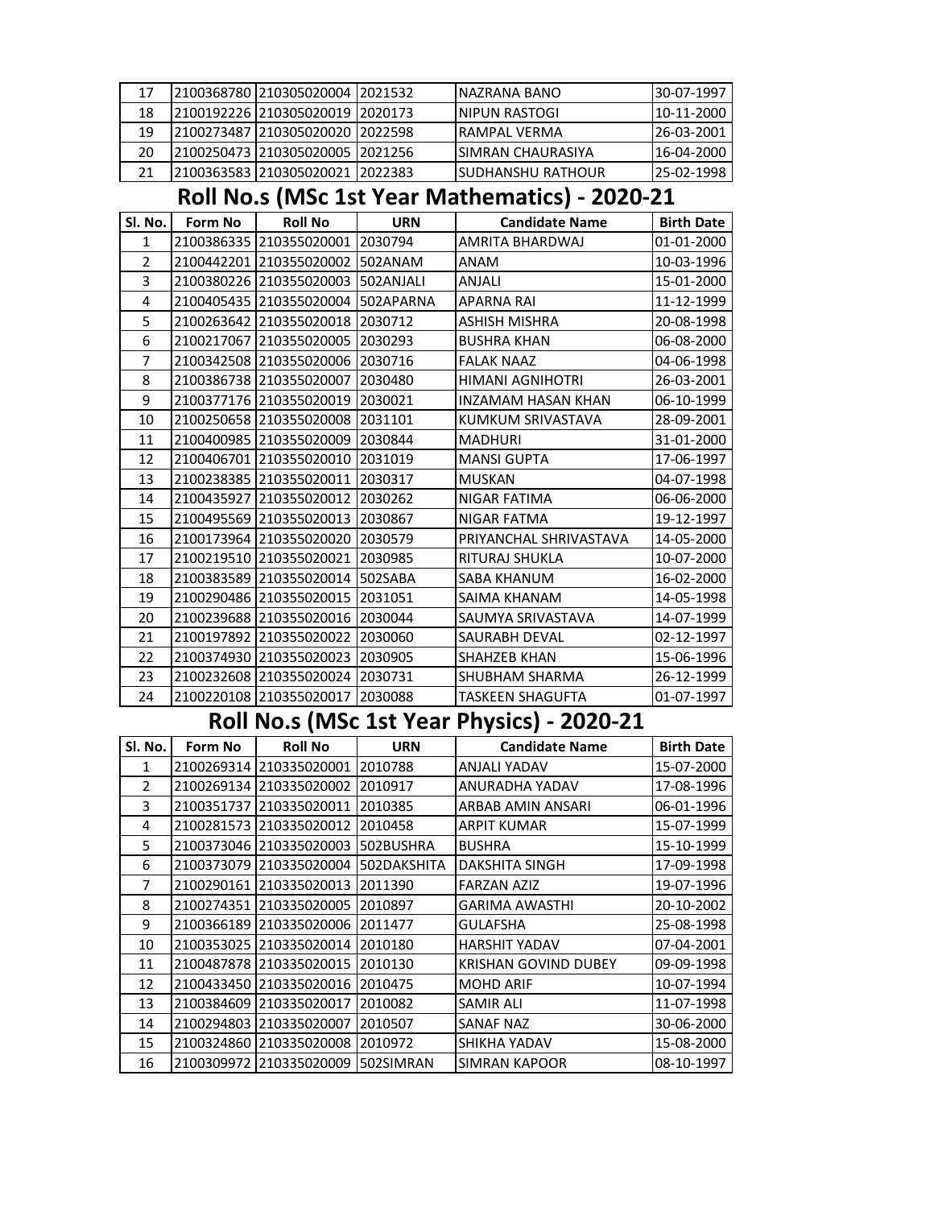| 17 | 2100368780 | 210305020004 | 2021532 | NAZRANA BANO | 30-07-1997 |
|---|---|---|---|---|---|
| 18 | 2100192226 | 210305020019 | 2020173 | NIPUN RASTOGI | 10-11-2000 |
| 19 | 2100273487 | 210305020020 | 2022598 | RAMPAL VERMA | 26-03-2001 |
| 20 | 2100250473 | 210305020005 | 2021256 | SIMRAN CHAURASIYA | 16-04-2000 |
| 21 | 2100363583 | 210305020021 | 2022383 | SUDHANSHU RATHOUR | 25-02-1998 |

## Roll No.s (MSc 1st Year Mathematics) - 2020-21

| Sl. No. | Form No | Roll No | URN | Candidate Name | Birth Date |
|---|---|---|---|---|---|
| 1 | 2100386335 | 210355020001 | 2030794 | AMRITA BHARDWAJ | 01-01-2000 |
| 2 | 2100442201 | 210355020002 | 502ANAM | ANAM | 10-03-1996 |
| 3 | 2100380226 | 210355020003 | 502ANJALI | ANJALI | 15-01-2000 |
| 4 | 2100405435 | 210355020004 | 502APARNA | APARNA RAI | 11-12-1999 |
| 5 | 2100263642 | 210355020018 | 2030712 | ASHISH MISHRA | 20-08-1998 |
| 6 | 2100217067 | 210355020005 | 2030293 | BUSHRA KHAN | 06-08-2000 |
| 7 | 2100342508 | 210355020006 | 2030716 | FALAK NAAZ | 04-06-1998 |
| 8 | 2100386738 | 210355020007 | 2030480 | HIMANI AGNIHOTRI | 26-03-2001 |
| 9 | 2100377176 | 210355020019 | 2030021 | INZAMAM HASAN KHAN | 06-10-1999 |
| 10 | 2100250658 | 210355020008 | 2031101 | KUMKUM SRIVASTAVA | 28-09-2001 |
| 11 | 2100400985 | 210355020009 | 2030844 | MADHURI | 31-01-2000 |
| 12 | 2100406701 | 210355020010 | 2031019 | MANSI GUPTA | 17-06-1997 |
| 13 | 2100238385 | 210355020011 | 2030317 | MUSKAN | 04-07-1998 |
| 14 | 2100435927 | 210355020012 | 2030262 | NIGAR FATIMA | 06-06-2000 |
| 15 | 2100495569 | 210355020013 | 2030867 | NIGAR FATMA | 19-12-1997 |
| 16 | 2100173964 | 210355020020 | 2030579 | PRIYANCHAL SHRIVASTAVA | 14-05-2000 |
| 17 | 2100219510 | 210355020021 | 2030985 | RITURAJ SHUKLA | 10-07-2000 |
| 18 | 2100383589 | 210355020014 | 502SABA | SABA KHANUM | 16-02-2000 |
| 19 | 2100290486 | 210355020015 | 2031051 | SAIMA KHANAM | 14-05-1998 |
| 20 | 2100239688 | 210355020016 | 2030044 | SAUMYA SRIVASTAVA | 14-07-1999 |
| 21 | 2100197892 | 210355020022 | 2030060 | SAURABH DEVAL | 02-12-1997 |
| 22 | 2100374930 | 210355020023 | 2030905 | SHAHZEB KHAN | 15-06-1996 |
| 23 | 2100232608 | 210355020024 | 2030731 | SHUBHAM SHARMA | 26-12-1999 |
| 24 | 2100220108 | 210355020017 | 2030088 | TASKEEN SHAGUFTA | 01-07-1997 |

## Roll No.s (MSc 1st Year Physics) - 2020-21

| Sl. No. | Form No | Roll No | URN | Candidate Name | Birth Date |
|---|---|---|---|---|---|
| 1 | 2100269314 | 210335020001 | 2010788 | ANJALI YADAV | 15-07-2000 |
| 2 | 2100269134 | 210335020002 | 2010917 | ANURADHA YADAV | 17-08-1996 |
| 3 | 2100351737 | 210335020011 | 2010385 | ARBAB AMIN ANSARI | 06-01-1996 |
| 4 | 2100281573 | 210335020012 | 2010458 | ARPIT KUMAR | 15-07-1999 |
| 5 | 2100373046 | 210335020003 | 502BUSHRA | BUSHRA | 15-10-1999 |
| 6 | 2100373079 | 210335020004 | 502DAKSHITA | DAKSHITA SINGH | 17-09-1998 |
| 7 | 2100290161 | 210335020013 | 2011390 | FARZAN AZIZ | 19-07-1996 |
| 8 | 2100274351 | 210335020005 | 2010897 | GARIMA AWASTHI | 20-10-2002 |
| 9 | 2100366189 | 210335020006 | 2011477 | GULAFSHA | 25-08-1998 |
| 10 | 2100353025 | 210335020014 | 2010180 | HARSHIT YADAV | 07-04-2001 |
| 11 | 2100487878 | 210335020015 | 2010130 | KRISHAN GOVIND DUBEY | 09-09-1998 |
| 12 | 2100433450 | 210335020016 | 2010475 | MOHD ARIF | 10-07-1994 |
| 13 | 2100384609 | 210335020017 | 2010082 | SAMIR ALI | 11-07-1998 |
| 14 | 2100294803 | 210335020007 | 2010507 | SANAF NAZ | 30-06-2000 |
| 15 | 2100324860 | 210335020008 | 2010972 | SHIKHA YADAV | 15-08-2000 |
| 16 | 2100309972 | 210335020009 | 502SIMRAN | SIMRAN KAPOOR | 08-10-1997 |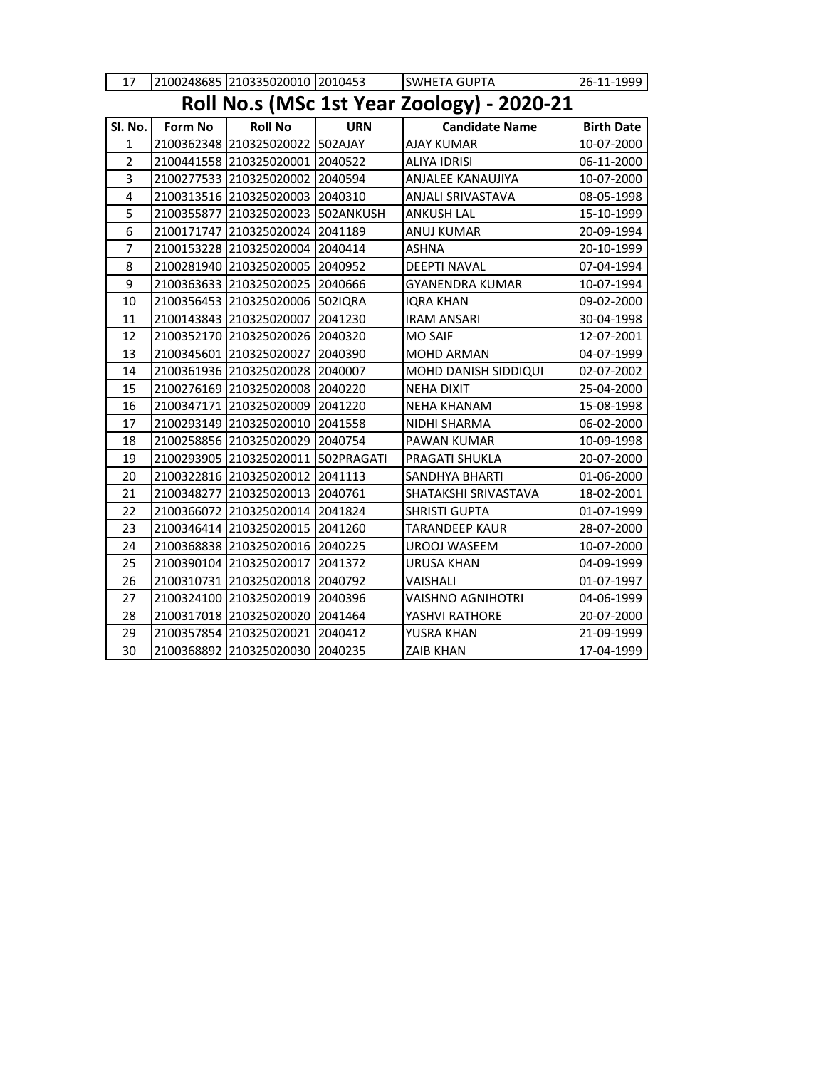| | | | | | |
|---|---|---|---|---|---|
| 17 | 2100248685 | 210335020010 | 2010453 | SWHETA GUPTA | 26-11-1999 |

## Roll No.s (MSc 1st Year Zoology) - 2020-21

| Sl. No. | Form No | Roll No | URN | Candidate Name | Birth Date |
|---|---|---|---|---|---|
| 1 | 2100362348 | 210325020022 | 502AJAY | AJAY KUMAR | 10-07-2000 |
| 2 | 2100441558 | 210325020001 | 2040522 | ALIYA IDRISI | 06-11-2000 |
| 3 | 2100277533 | 210325020002 | 2040594 | ANJALEE KANAUJIYA | 10-07-2000 |
| 4 | 2100313516 | 210325020003 | 2040310 | ANJALI SRIVASTAVA | 08-05-1998 |
| 5 | 2100355877 | 210325020023 | 502ANKUSH | ANKUSH LAL | 15-10-1999 |
| 6 | 2100171747 | 210325020024 | 2041189 | ANUJ KUMAR | 20-09-1994 |
| 7 | 2100153228 | 210325020004 | 2040414 | ASHNA | 20-10-1999 |
| 8 | 2100281940 | 210325020005 | 2040952 | DEEPTI NAVAL | 07-04-1994 |
| 9 | 2100363633 | 210325020025 | 2040666 | GYANENDRA KUMAR | 10-07-1994 |
| 10 | 2100356453 | 210325020006 | 502IQRA | IQRA KHAN | 09-02-2000 |
| 11 | 2100143843 | 210325020007 | 2041230 | IRAM ANSARI | 30-04-1998 |
| 12 | 2100352170 | 210325020026 | 2040320 | MO SAIF | 12-07-2001 |
| 13 | 2100345601 | 210325020027 | 2040390 | MOHD ARMAN | 04-07-1999 |
| 14 | 2100361936 | 210325020028 | 2040007 | MOHD DANISH SIDDIQUI | 02-07-2002 |
| 15 | 2100276169 | 210325020008 | 2040220 | NEHA DIXIT | 25-04-2000 |
| 16 | 2100347171 | 210325020009 | 2041220 | NEHA KHANAM | 15-08-1998 |
| 17 | 2100293149 | 210325020010 | 2041558 | NIDHI SHARMA | 06-02-2000 |
| 18 | 2100258856 | 210325020029 | 2040754 | PAWAN KUMAR | 10-09-1998 |
| 19 | 2100293905 | 210325020011 | 502PRAGATI | PRAGATI SHUKLA | 20-07-2000 |
| 20 | 2100322816 | 210325020012 | 2041113 | SANDHYA BHARTI | 01-06-2000 |
| 21 | 2100348277 | 210325020013 | 2040761 | SHATAKSHI SRIVASTAVA | 18-02-2001 |
| 22 | 2100366072 | 210325020014 | 2041824 | SHRISTI GUPTA | 01-07-1999 |
| 23 | 2100346414 | 210325020015 | 2041260 | TARANDEEP KAUR | 28-07-2000 |
| 24 | 2100368838 | 210325020016 | 2040225 | UROOJ WASEEM | 10-07-2000 |
| 25 | 2100390104 | 210325020017 | 2041372 | URUSA KHAN | 04-09-1999 |
| 26 | 2100310731 | 210325020018 | 2040792 | VAISHALI | 01-07-1997 |
| 27 | 2100324100 | 210325020019 | 2040396 | VAISHNO AGNIHOTRI | 04-06-1999 |
| 28 | 2100317018 | 210325020020 | 2041464 | YASHVI RATHORE | 20-07-2000 |
| 29 | 2100357854 | 210325020021 | 2040412 | YUSRA KHAN | 21-09-1999 |
| 30 | 2100368892 | 210325020030 | 2040235 | ZAIB KHAN | 17-04-1999 |